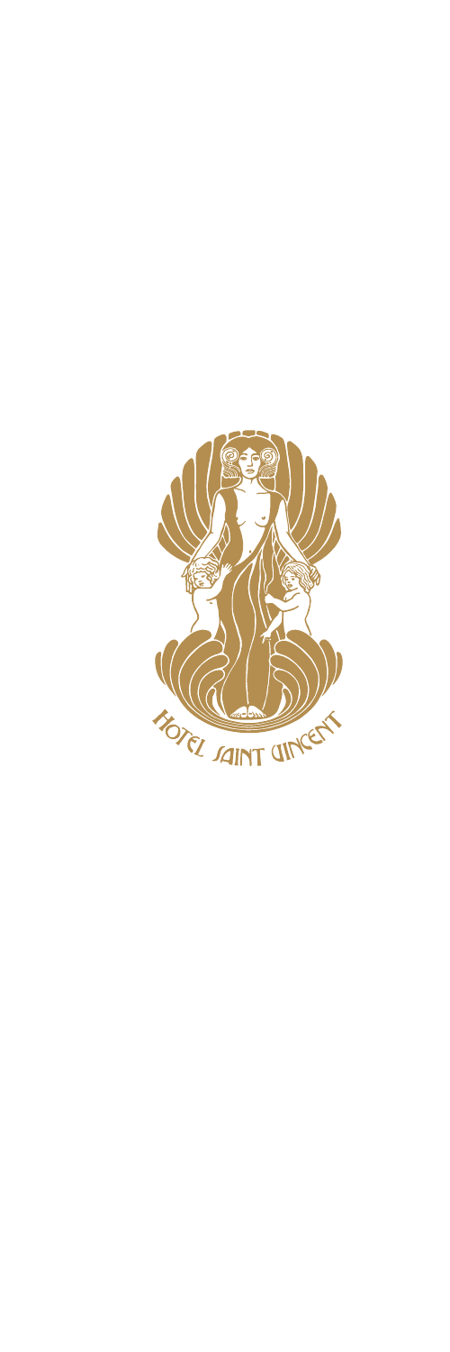HOTEL SAINT VINCENT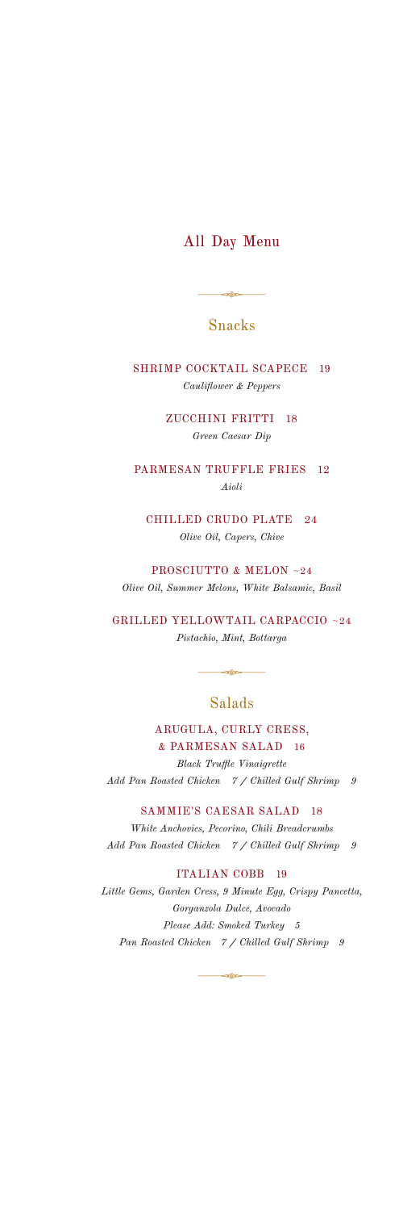# All Day Menu

## Snacks

**SHRIMP COCKTAIL SCAPECE** 19
*Cauliflower & Peppers*

**ZUCCHINI FRITTI** 18
*Green Caesar Dip*

**PARMESAN TRUFFLE FRIES** 12
*Aioli*

**CHILLED CRUDO PLATE** 24
*Olive Oil, Capers, Chive*

**PROSCIUTTO & MELON** ~24
*Olive Oil, Summer Melons, White Balsamic, Basil*

**GRILLED YELLOWTAIL CARPACCIO** ~24
*Pistachio, Mint, Bottarga*

## Salads

**ARUGULA, CURLY CRESS, & PARMESAN SALAD** 16
*Black Truffle Vinaigrette*
*Add Pan Roasted Chicken 7 / Chilled Gulf Shrimp 9*

**SAMMIE'S CAESAR SALAD** 18
*White Anchovies, Pecorino, Chili Breadcrumbs*
*Add Pan Roasted Chicken 7 / Chilled Gulf Shrimp 9*

**ITALIAN COBB** 19
*Little Gems, Garden Cress, 9 Minute Egg, Crispy Pancetta, Gorganzola Dulce, Avocado*
*Please Add: Smoked Turkey 5*
*Pan Roasted Chicken 7 / Chilled Gulf Shrimp 9*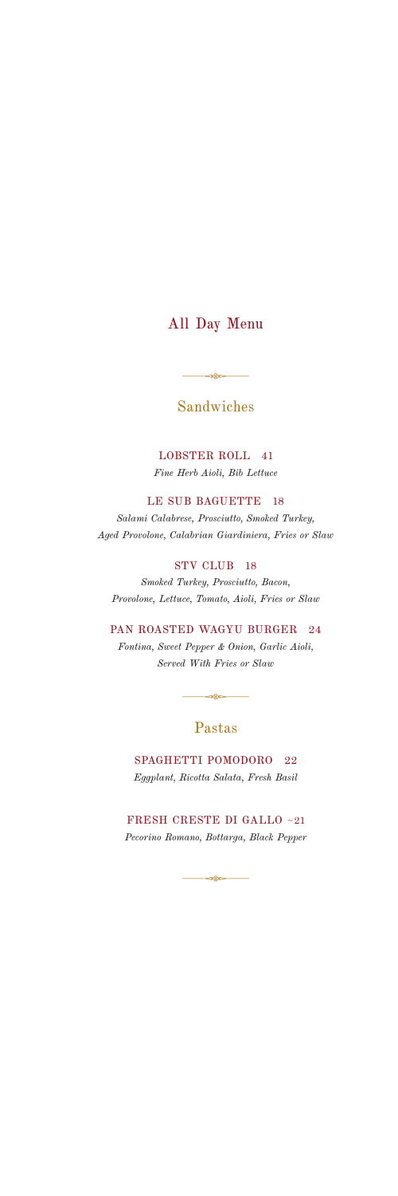# All Day Menu

## Sandwiches

**LOBSTER ROLL 41**
*Fine Herb Aioli, Bib Lettuce*

**LE SUB BAGUETTE 18**
*Salami Calabrese, Prosciutto, Smoked Turkey, Aged Provolone, Calabrian Giardiniera, Fries or Slaw*

**STV CLUB 18**
*Smoked Turkey, Prosciutto, Bacon, Provolone, Lettuce, Tomato, Aioli, Fries or Slaw*

**PAN ROASTED WAGYU BURGER 24**
*Fontina, Sweet Pepper & Onion, Garlic Aioli, Served With Fries or Slaw*

## Pastas

**SPAGHETTI POMODORO 22**
*Eggplant, Ricotta Salata, Fresh Basil*

**FRESH CRESTE DI GALLO ~21**
*Pecorino Romano, Bottarga, Black Pepper*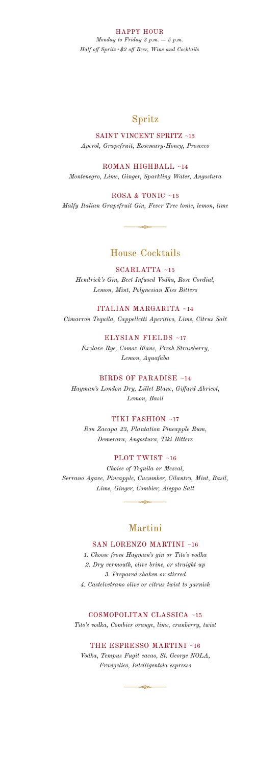HAPPY HOUR

*Monday to Friday 3 p.m. — 5 p.m.*

*Half off Spritz • $2 off Beer, Wine and Cocktails*

## Spritz

**SAINT VINCENT SPRITZ** ~13

*Aperol, Grapefruit, Rosemary-Honey, Prosecco*

**ROMAN HIGHBALL** ~14

*Montenegro, Lime, Ginger, Sparkling Water, Angostura*

**ROSA & TONIC** ~13

*Malfy Italian Grapefruit Gin, Fever Tree tonic, lemon, lime*

## House Cocktails

**SCARLATTA** ~15

*Hendrick's Gin, Beet Infused Vodka, Rose Cordial, Lemon, Mint, Polynesian Kiss Bitters*

**ITALIAN MARGARITA** ~14

*Cimarron Tequila, Cappelletti Aperitivo, Lime, Citrus Salt*

**ELYSIAN FIELDS** ~17

*Exclave Rye, Comoz Blanc, Fresh Strawberry, Lemon, Aquafaba*

**BIRDS OF PARADISE** ~14

*Hayman's London Dry, Lillet Blanc, Giffard Abricot, Lemon, Basil*

**TIKI FASHION** ~17

*Ron Zacapa 23, Plantation Pineapple Rum, Demerara, Angostura, Tiki Bitters*

**PLOT TWIST** ~16

*Choice of Tequila or Mezcal, Serrano Agave, Pineapple, Cucumber, Cilantro, Mint, Basil, Lime, Ginger, Combier, Aleppo Salt*

## Martini

**SAN LORENZO MARTINI** ~16

*1. Choose from Hayman's gin or Tito's vodka*

*2. Dry vermouth, olive brine, or straight up*

*3. Prepared shaken or stirred*

*4. Castelvetrano olive or citrus twist to garnish*

**COSMOPOLITAN CLASSICA** ~15

*Tito's vodka, Combier orange, lime, cranberry, twist*

**THE ESPRESSO MARTINI** ~16

*Vodka, Tempus Fugit cacao, St. George NOLA, Frangelico, Intelligentsia espresso*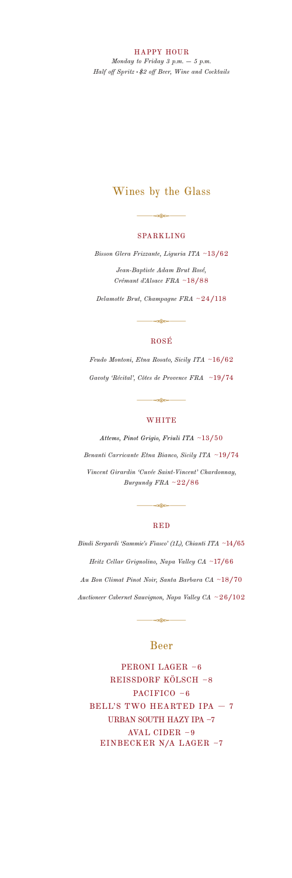## HAPPY HOUR

*Monday to Friday 3 p.m. — 5 p.m.*

*Half off Spritz • $2 off Beer, Wine and Cocktails*

# Wines by the Glass

### SPARKLING

*Bisson Glera Frizzante, Liguria ITA* ~13/62

*Jean-Baptiste Adam Brut Rosé, Crémant d'Alsace FRA* ~18/88

*Delamotte Brut, Champagne FRA* ~24/118

### ROSÉ

*Feudo Montoni, Etna Rosato, Sicily ITA* ~16/62

*Gavoty 'Récital', Côtes de Provence FRA* ~19/74

### WHITE

*Attems, Pinot Grigio, Friuli ITA* ~13/50

*Benanti Carricante Etna Bianco, Sicily ITA* ~19/74

*Vincent Girardin 'Cuvée Saint-Vincent' Chardonnay, Burgundy FRA* ~22/86

### RED

*Bindi Sergardi 'Sammie's Fiasco' (1L), Chianti ITA* ~14/65

*Heitz Cellar Grignolino, Napa Valley CA* ~17/66

*Au Bon Climat Pinot Noir, Santa Barbara CA* ~18/70

*Auctioneer Cabernet Sauvignon, Napa Valley CA* ~26/102

# Beer

PERONI LAGER ~6

REISSDORF KÖLSCH ~8

PACIFICO ~6

BELL'S TWO HEARTED IPA — 7

URBAN SOUTH HAZY IPA ~7

AVAL CIDER ~9

EINBECKER N/A LAGER ~7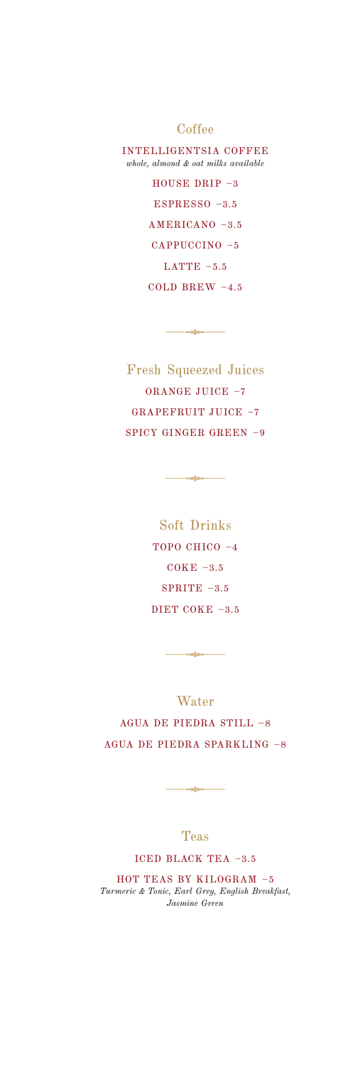## Coffee

INTELLIGENTSIA COFFEE
*whole, almond & oat milks available*

HOUSE DRIP –3

ESPRESSO –3.5

AMERICANO –3.5

CAPPUCCINO –5

LATTE –5.5

COLD BREW –4.5

## Fresh Squeezed Juices

ORANGE JUICE –7

GRAPEFRUIT JUICE –7

SPICY GINGER GREEN –9

## Soft Drinks

TOPO CHICO –4

COKE –3.5

SPRITE –3.5

DIET COKE –3.5

## Water

AGUA DE PIEDRA STILL –8

AGUA DE PIEDRA SPARKLING –8

## Teas

ICED BLACK TEA –3.5

HOT TEAS BY KILOGRAM –5
*Turmeric & Tonic, Earl Grey, English Breakfast, Jasmine Green*